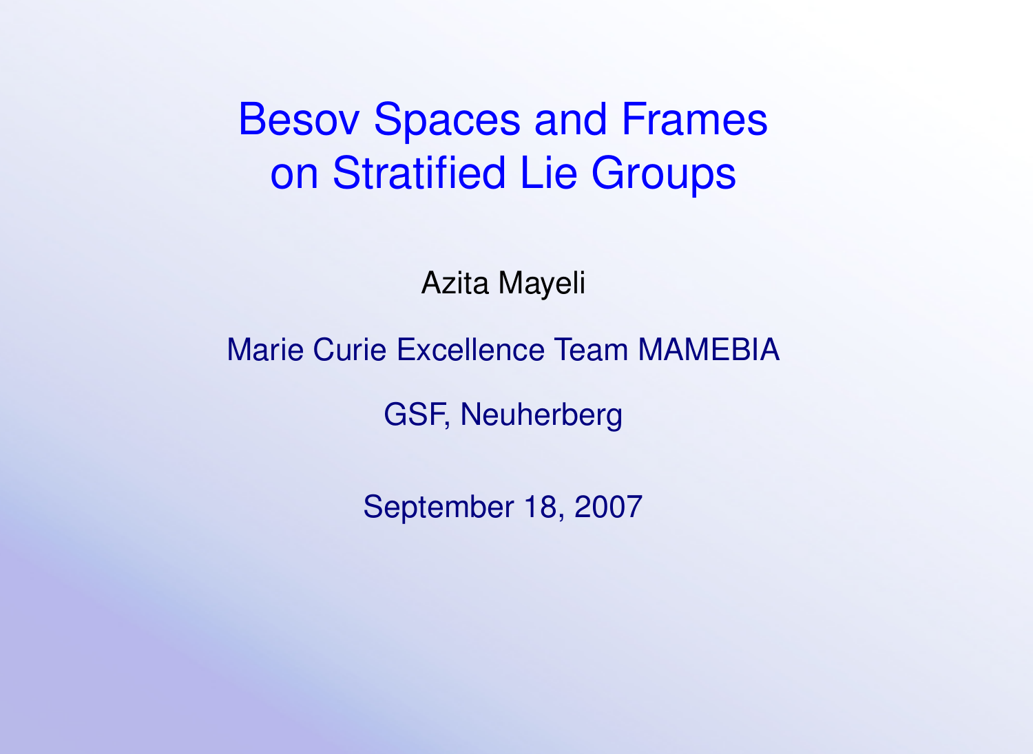# Besov Spaces and Frames on Stratified Lie Groups

Azita Mayeli

Marie Curie Excellence Team MAMEBIA

GSF, Neuherberg

September 18, 2007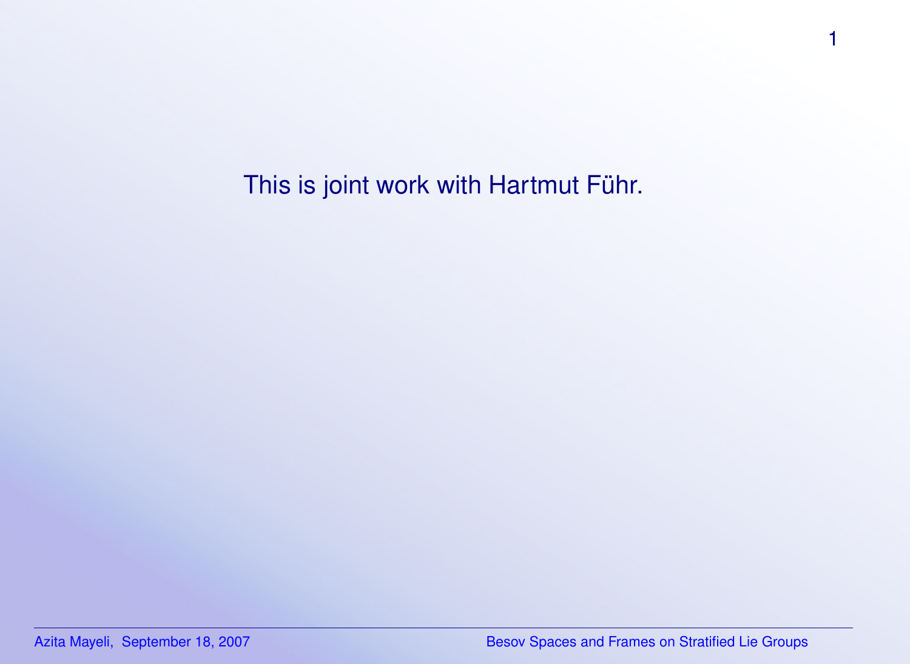This is joint work with Hartmut Führ.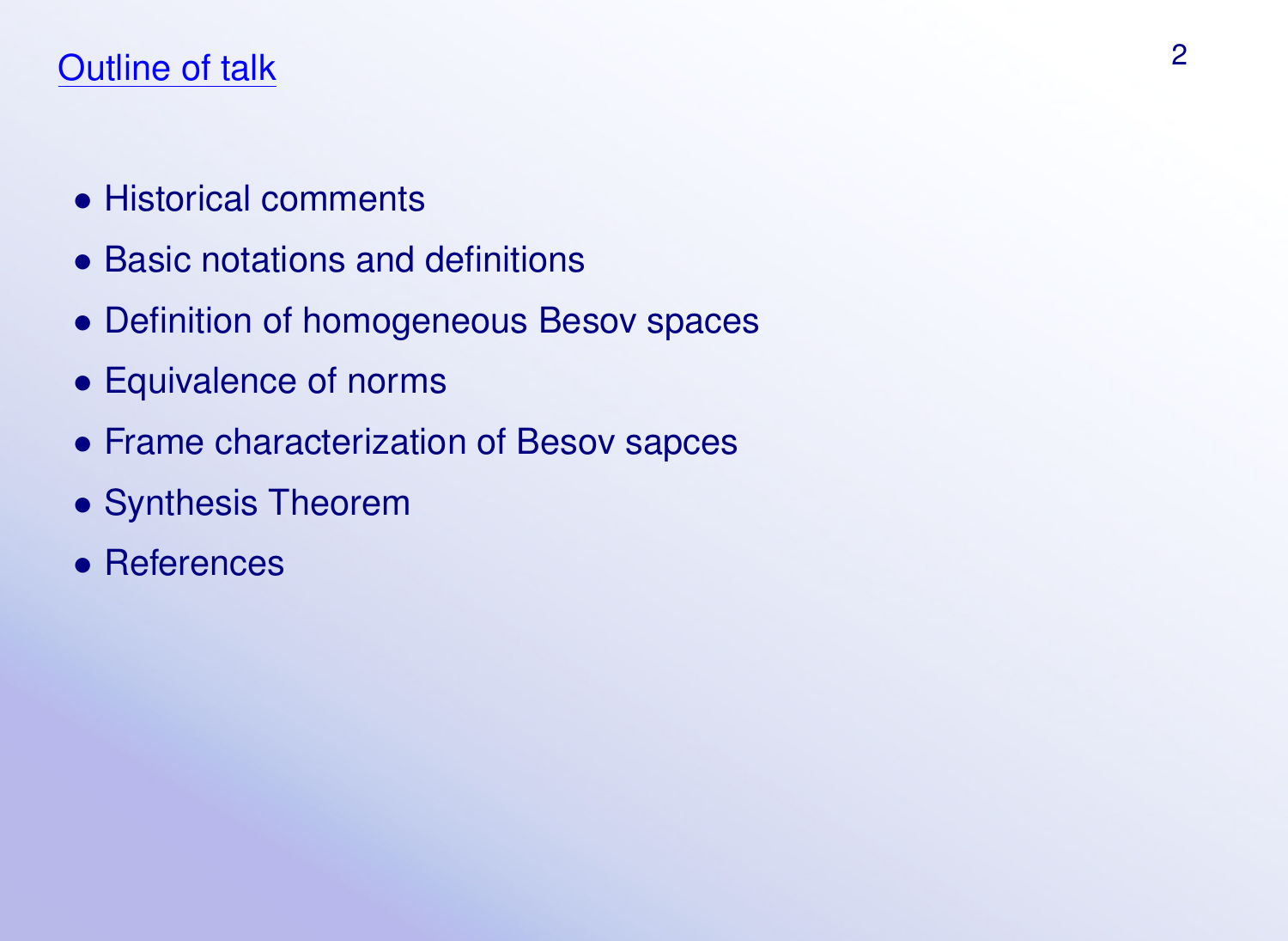## Outline of talk

- Historical comments
- Basic notations and definitions
- Definition of homogeneous Besov spaces
- Equivalence of norms
- Frame characterization of Besov sapces
- Synthesis Theorem
- References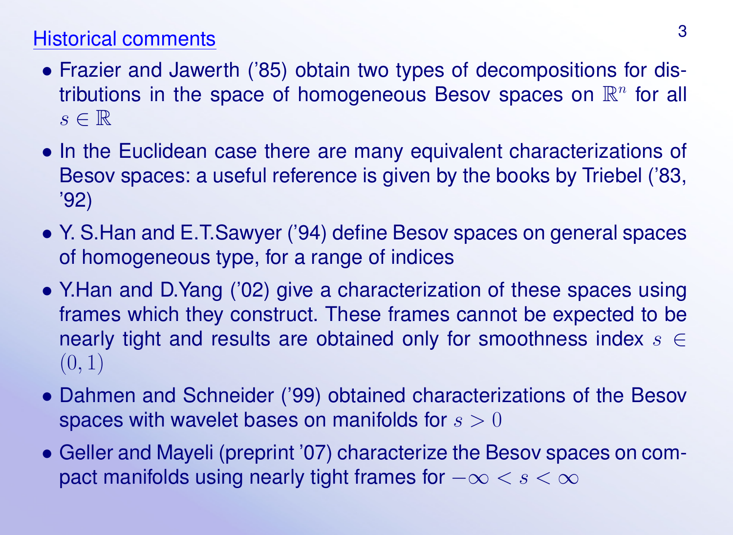## Historical comments

- Frazier and Jawerth ('85) obtain two types of decompositions for distributions in the space of homogeneous Besov spaces on $\mathbb{R}^n$ for all $s \in \mathbb{R}$
- In the Euclidean case there are many equivalent characterizations of Besov spaces: a useful reference is given by the books by Triebel ('83, '92)
- Y. S.Han and E.T.Sawyer ('94) define Besov spaces on general spaces of homogeneous type, for a range of indices
- Y.Han and D.Yang ('02) give a characterization of these spaces using frames which they construct. These frames cannot be expected to be nearly tight and results are obtained only for smoothness index $s \in (0, 1)$
- Dahmen and Schneider ('99) obtained characterizations of the Besov spaces with wavelet bases on manifolds for $s > 0$
- Geller and Mayeli (preprint '07) characterize the Besov spaces on compact manifolds using nearly tight frames for $-\infty < s < \infty$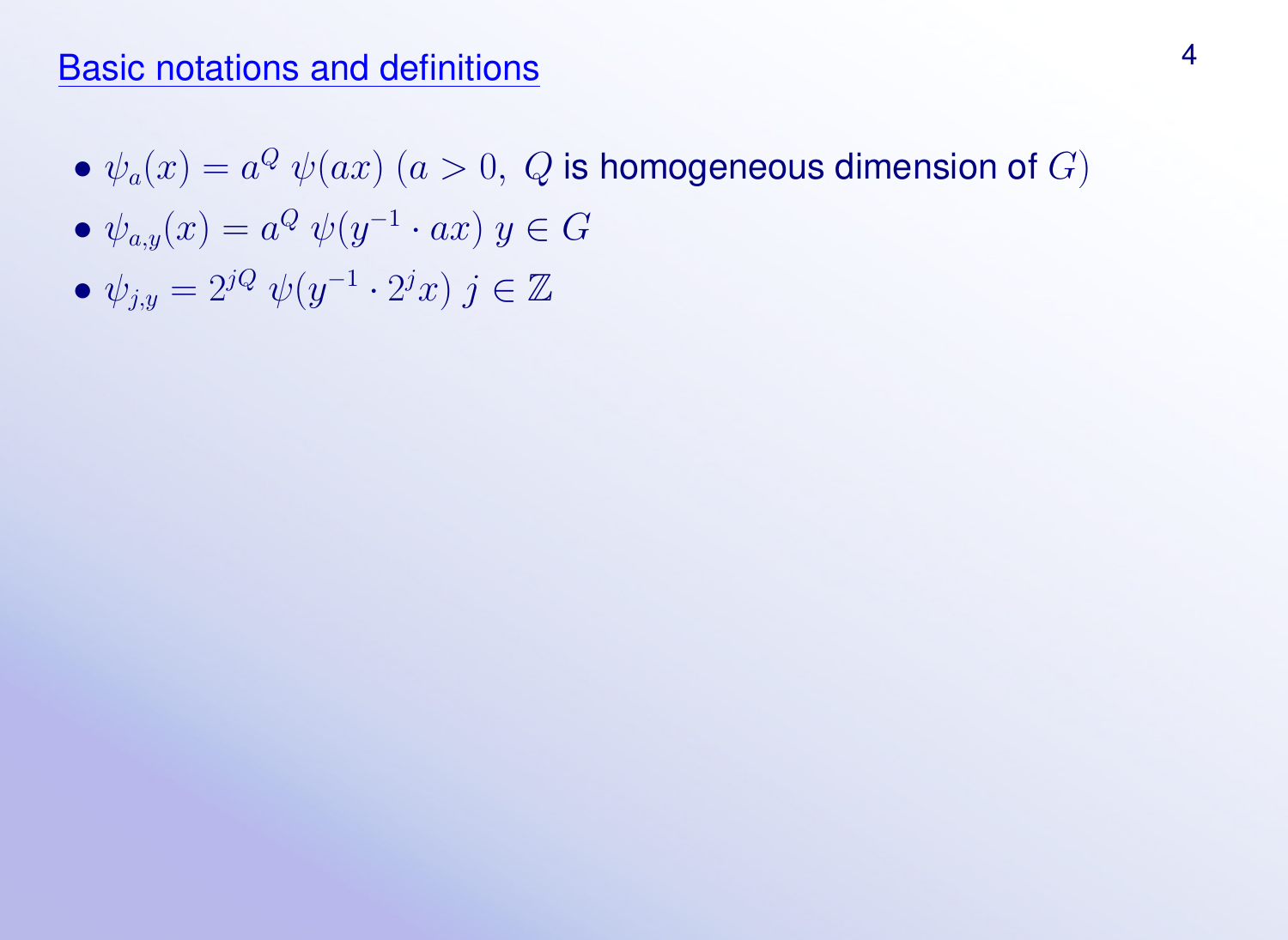## Basic notations and definitions

- $\psi_a(x) = a^Q \, \psi(ax) \; (a > 0, \; Q$ is homogeneous dimension of $G)$
- $\psi_{a,y}(x) = a^Q \, \psi(y^{-1} \cdot ax) \; y \in G$
- $\psi_{j,y} = 2^{jQ} \, \psi(y^{-1} \cdot 2^j x) \; j \in \mathbb{Z}$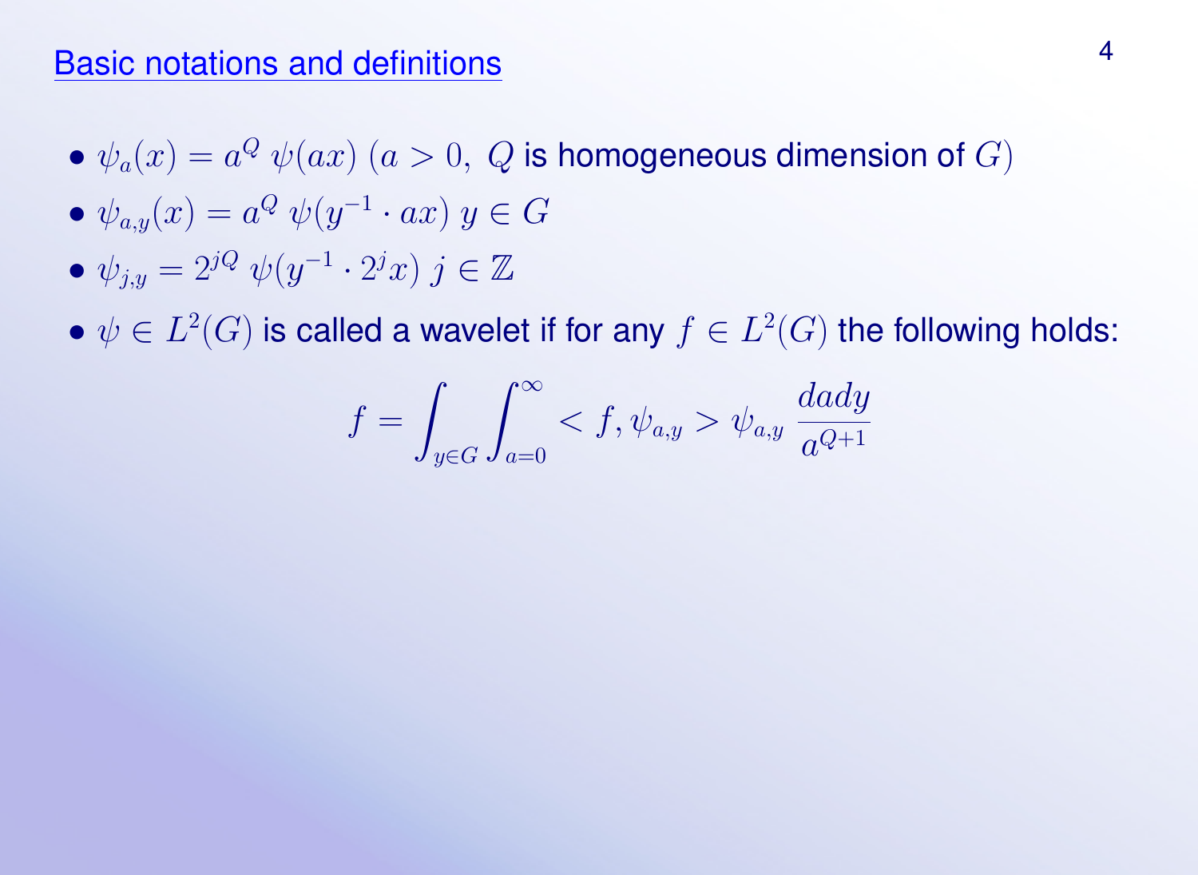## Basic notations and definitions

- $\psi_a(x) = a^Q \, \psi(ax)$ $(a > 0, \; Q$ is homogeneous dimension of $G)$
- $\psi_{a,y}(x) = a^Q \, \psi(y^{-1} \cdot ax)$ $y \in G$
- $\psi_{j,y} = 2^{jQ} \, \psi(y^{-1} \cdot 2^j x)$ $j \in \mathbb{Z}$
- $\psi \in L^2(G)$ is called a wavelet if for any $f \in L^2(G)$ the following holds:

$$f = \int_{y \in G} \int_{a=0}^{\infty} < f, \psi_{a,y} > \psi_{a,y} \, \frac{dady}{a^{Q+1}}$$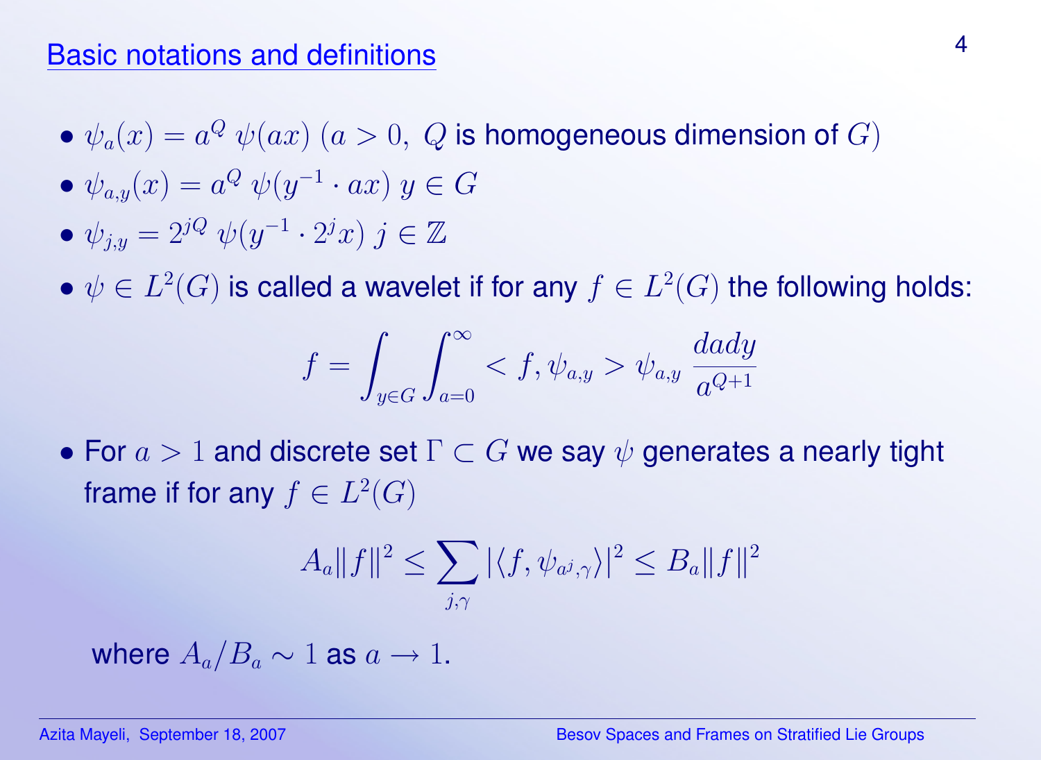## Basic notations and definitions

- $\psi_a(x) = a^Q \, \psi(ax)$ $(a > 0, \; Q$ is homogeneous dimension of $G)$
- $\psi_{a,y}(x) = a^Q \, \psi(y^{-1} \cdot ax)$ $y \in G$
- $\psi_{j,y} = 2^{jQ} \, \psi(y^{-1} \cdot 2^j x)$ $j \in \mathbb{Z}$
- $\psi \in L^2(G)$ is called a wavelet if for any $f \in L^2(G)$ the following holds:

$$f = \int_{y \in G} \int_{a=0}^{\infty} < f, \psi_{a,y} > \psi_{a,y} \, \frac{da dy}{a^{Q+1}}$$

- For $a > 1$ and discrete set $\Gamma \subset G$ we say $\psi$ generates a nearly tight frame if for any $f \in L^2(G)$

$$A_a \|f\|^2 \leq \sum_{j,\gamma} |\langle f, \psi_{a^j,\gamma} \rangle|^2 \leq B_a \|f\|^2$$

where $A_a / B_a \sim 1$ as $a \to 1$.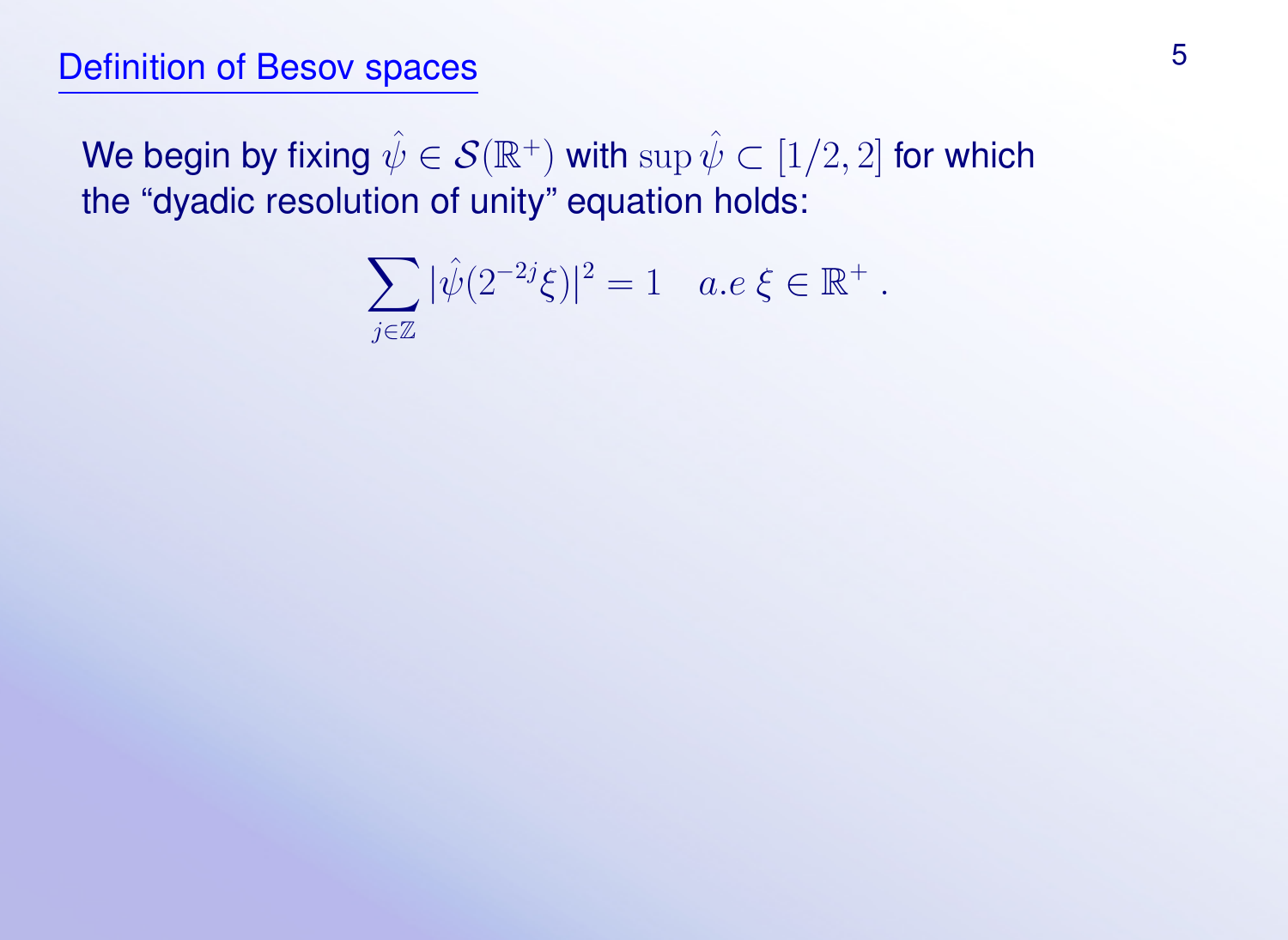# Definition of Besov spaces

We begin by fixing $\hat{\psi} \in \mathcal{S}(\mathbb{R}^+)$ with $\sup \hat{\psi} \subset [1/2, 2]$ for which the “dyadic resolution of unity” equation holds:

$$\sum_{j \in \mathbb{Z}} |\hat{\psi}(2^{-2j}\xi)|^2 = 1 \quad a.e \; \xi \in \mathbb{R}^+ .$$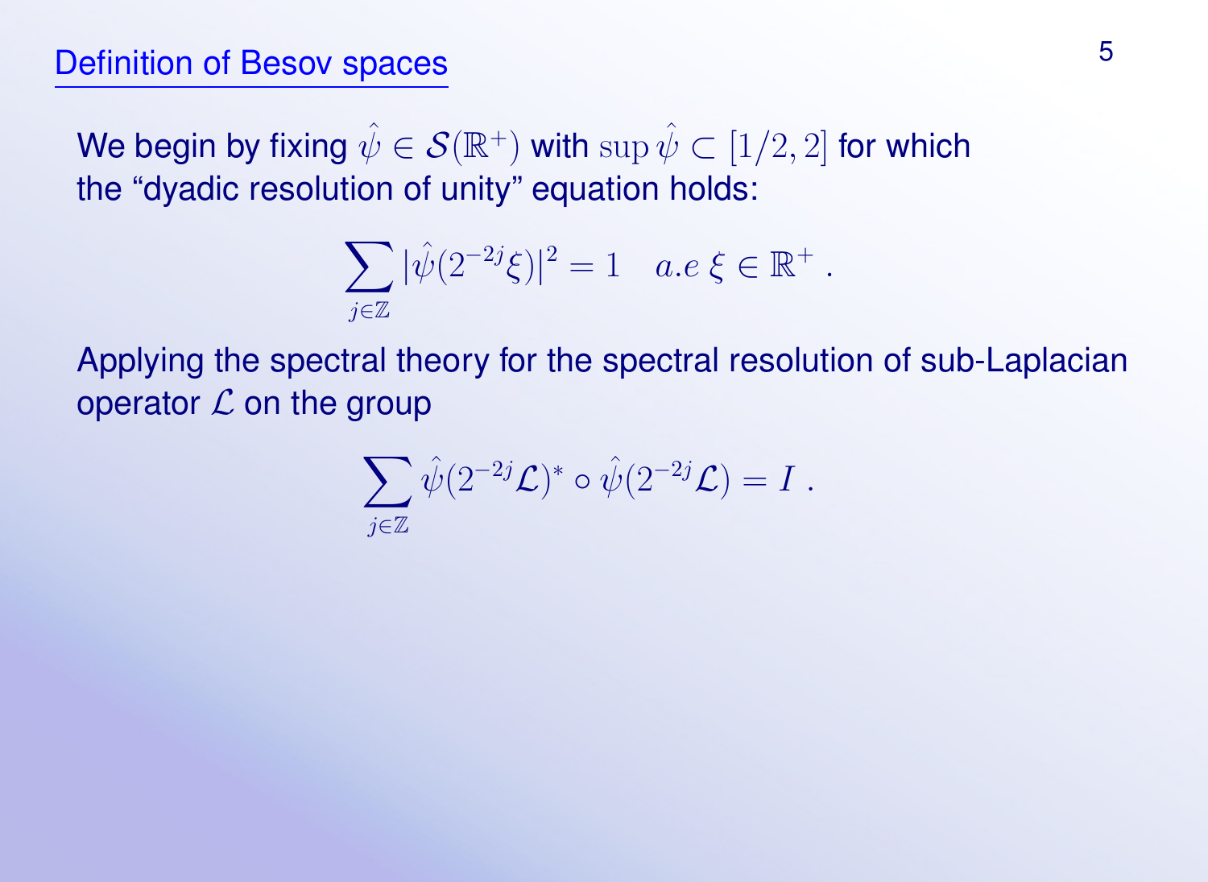## Definition of Besov spaces

We begin by fixing $\hat{\psi} \in \mathcal{S}(\mathbb{R}^+)$ with $\sup \hat{\psi} \subset [1/2, 2]$ for which the "dyadic resolution of unity" equation holds:

$$\sum_{j \in \mathbb{Z}} |\hat{\psi}(2^{-2j}\xi)|^2 = 1 \quad a.e\ \xi \in \mathbb{R}^+ .$$

Applying the spectral theory for the spectral resolution of sub-Laplacian operator $\mathcal{L}$ on the group

$$\sum_{j \in \mathbb{Z}} \hat{\psi}(2^{-2j}\mathcal{L})^* \circ \hat{\psi}(2^{-2j}\mathcal{L}) = I .$$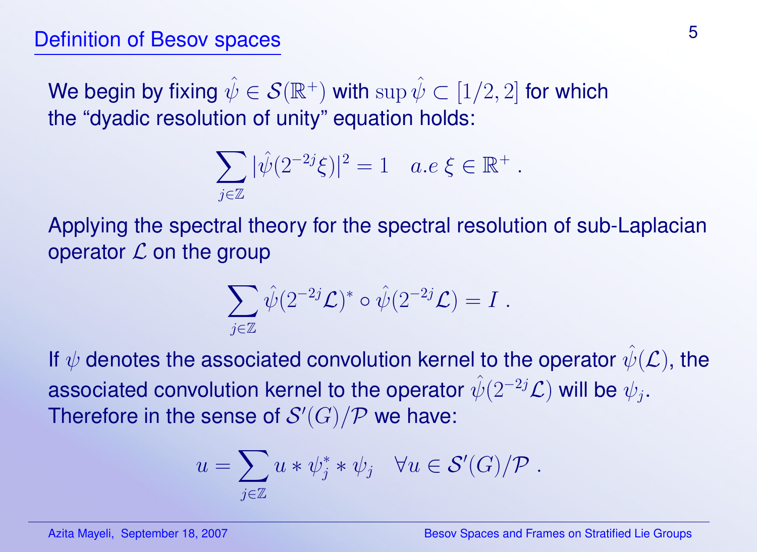## Definition of Besov spaces

We begin by fixing $\hat{\psi} \in \mathcal{S}(\mathbb{R}^+)$ with $\sup \hat{\psi} \subset [1/2, 2]$ for which the "dyadic resolution of unity" equation holds:

$$\sum_{j \in \mathbb{Z}} |\hat{\psi}(2^{-2j}\xi)|^2 = 1 \quad a.e\ \xi \in \mathbb{R}^+ .$$

Applying the spectral theory for the spectral resolution of sub-Laplacian operator $\mathcal{L}$ on the group

$$\sum_{j \in \mathbb{Z}} \hat{\psi}(2^{-2j}\mathcal{L})^* \circ \hat{\psi}(2^{-2j}\mathcal{L}) = I .$$

If $\psi$ denotes the associated convolution kernel to the operator $\hat{\psi}(\mathcal{L})$, the associated convolution kernel to the operator $\hat{\psi}(2^{-2j}\mathcal{L})$ will be $\psi_j$. Therefore in the sense of $\mathcal{S}'(G)/\mathcal{P}$ we have:

$$u = \sum_{j \in \mathbb{Z}} u * \psi_j^* * \psi_j \quad \forall u \in \mathcal{S}'(G)/\mathcal{P} .$$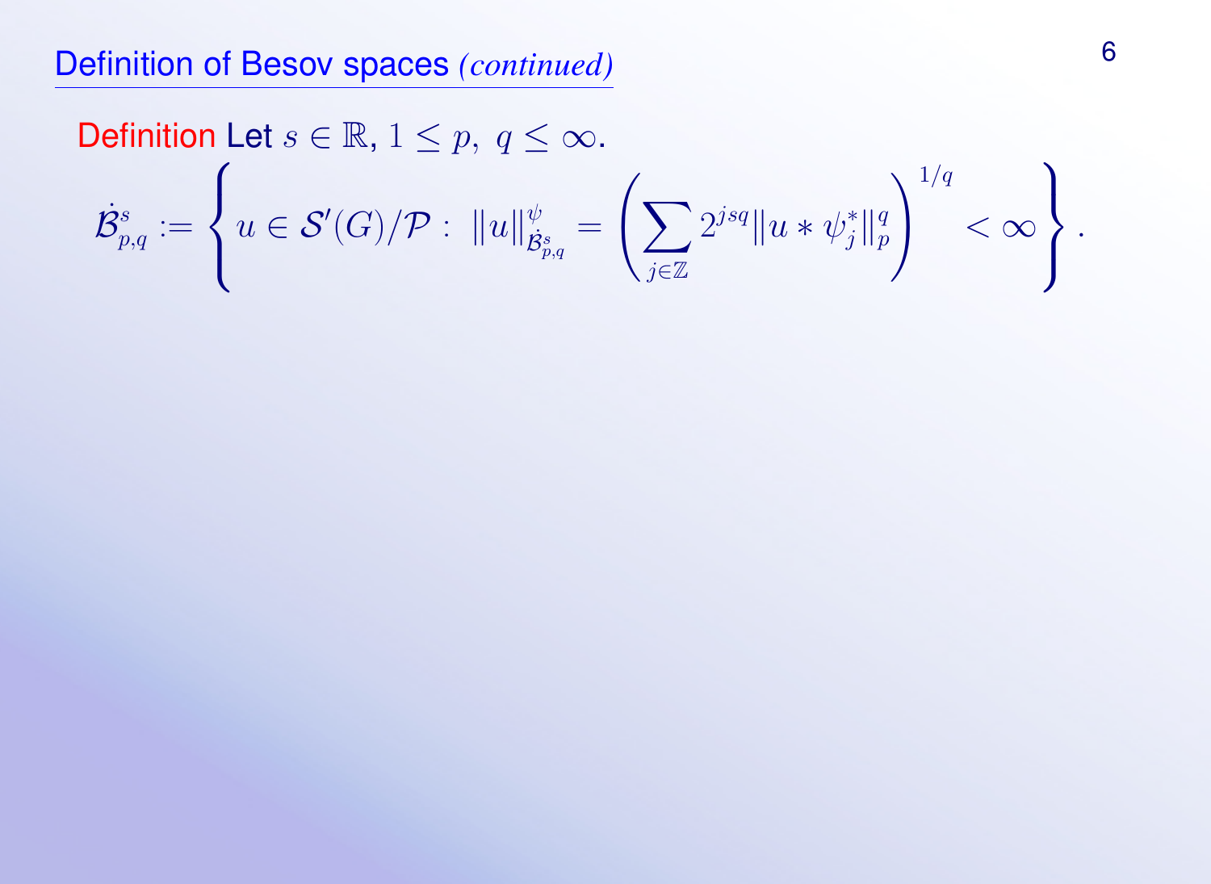## Definition of Besov spaces *(continued)*

**Definition** Let $s \in \mathbb{R}$, $1 \leq p,\ q \leq \infty$.

$$\dot{\mathcal{B}}^s_{p,q} := \left\{ u \in \mathcal{S}'(G)/\mathcal{P} :\ \|u\|^{\psi}_{\dot{\mathcal{B}}^s_{p,q}} = \left( \sum_{j \in \mathbb{Z}} 2^{jsq} \|u * \psi_j^*\|_p^q \right)^{1/q} < \infty \right\}.$$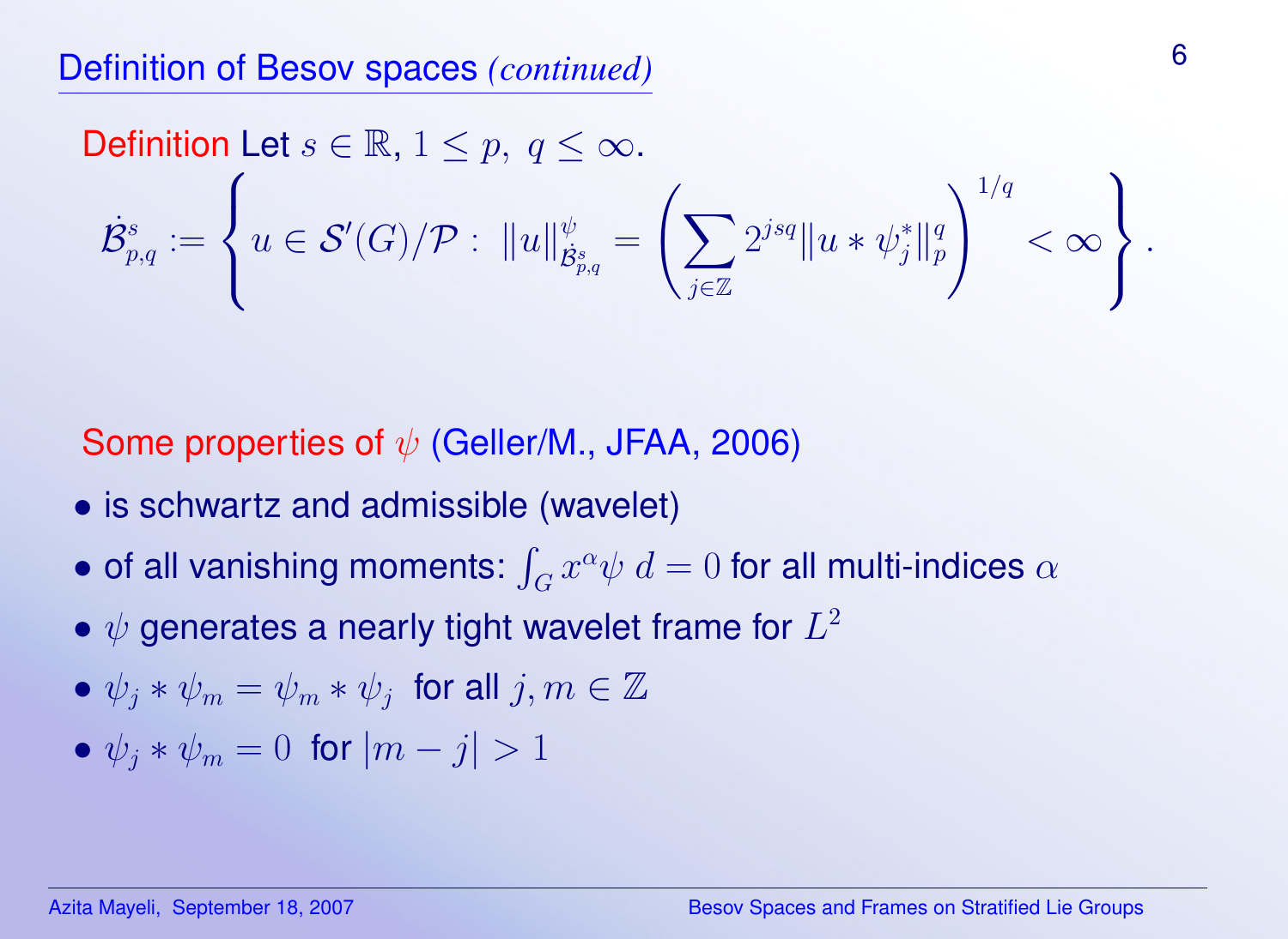## Definition of Besov spaces *(continued)*

**Definition** Let $s \in \mathbb{R}$, $1 \leq p,\ q \leq \infty$.

$$\dot{\mathcal{B}}^s_{p,q} := \left\{ u \in \mathcal{S}'(G)/\mathcal{P} :\ \|u\|^{\psi}_{\dot{\mathcal{B}}^s_{p,q}} = \left( \sum_{j \in \mathbb{Z}} 2^{jsq} \|u * \psi_j^*\|_p^q \right)^{1/q} < \infty \right\}.$$

**Some properties of $\psi$** (Geller/M., JFAA, 2006)

- is schwartz and admissible (wavelet)
- of all vanishing moments: $\int_G x^\alpha \psi \; d = 0$ for all multi-indices $\alpha$
- $\psi$ generates a nearly tight wavelet frame for $L^2$
- $\psi_j * \psi_m = \psi_m * \psi_j$ for all $j, m \in \mathbb{Z}$
- $\psi_j * \psi_m = 0$ for $|m - j| > 1$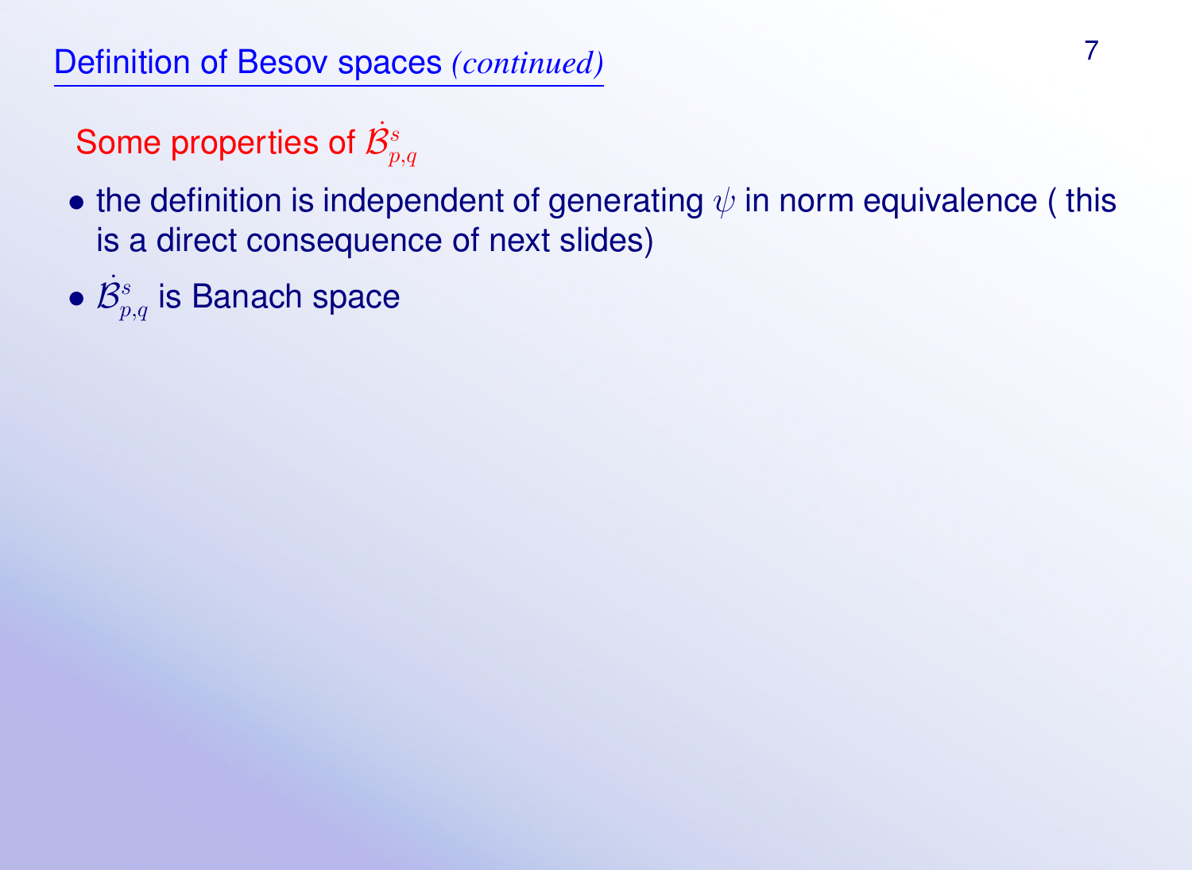## Definition of Besov spaces *(continued)*

### Some properties of $\dot{\mathcal{B}}^s_{p,q}$

- the definition is independent of generating $\psi$ in norm equivalence ( this is a direct consequence of next slides)
- $\dot{\mathcal{B}}^s_{p,q}$ is Banach space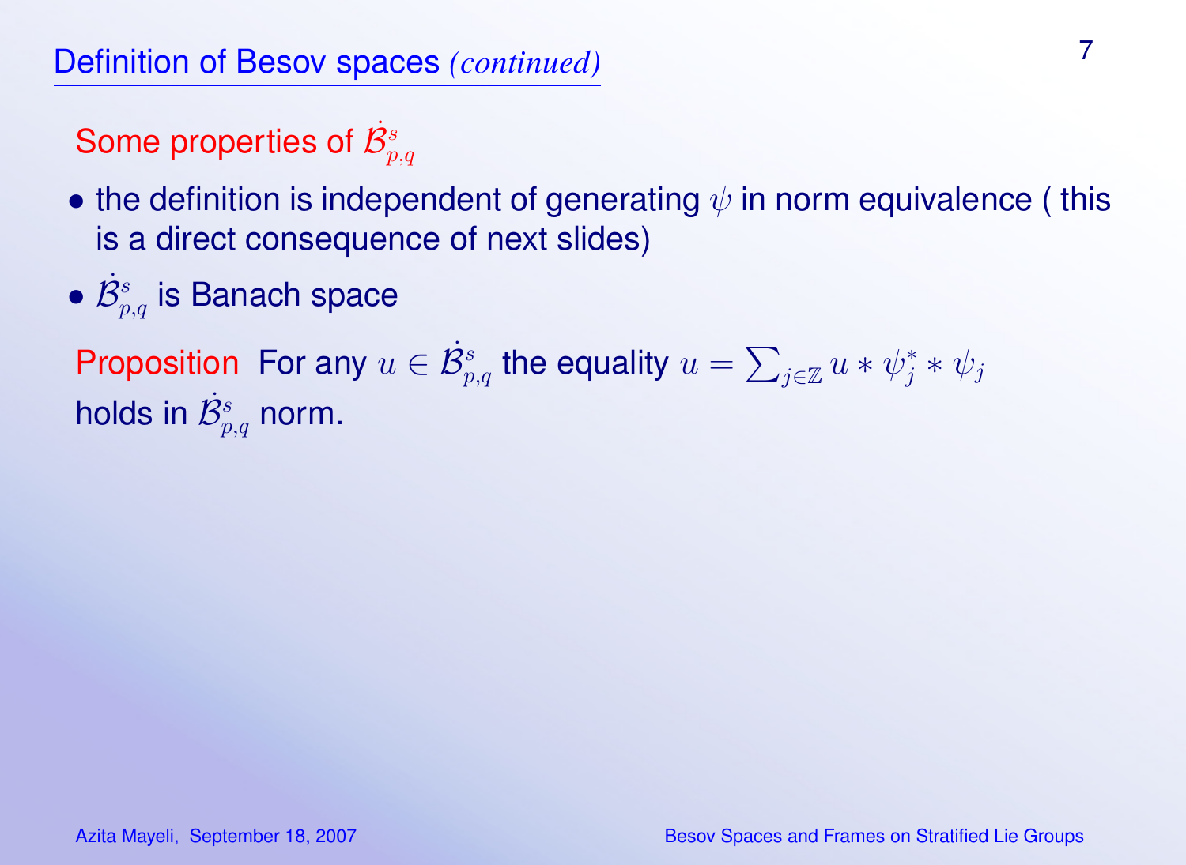## Definition of Besov spaces *(continued)*

Some properties of $\dot{\mathcal{B}}^s_{p,q}$

- the definition is independent of generating $\psi$ in norm equivalence ( this is a direct consequence of next slides)
- $\dot{\mathcal{B}}^s_{p,q}$ is Banach space

Proposition For any $u \in \dot{\mathcal{B}}^s_{p,q}$ the equality $u = \sum_{j\in\mathbb{Z}} u * \psi_j^* * \psi_j$ holds in $\dot{\mathcal{B}}^s_{p,q}$ norm.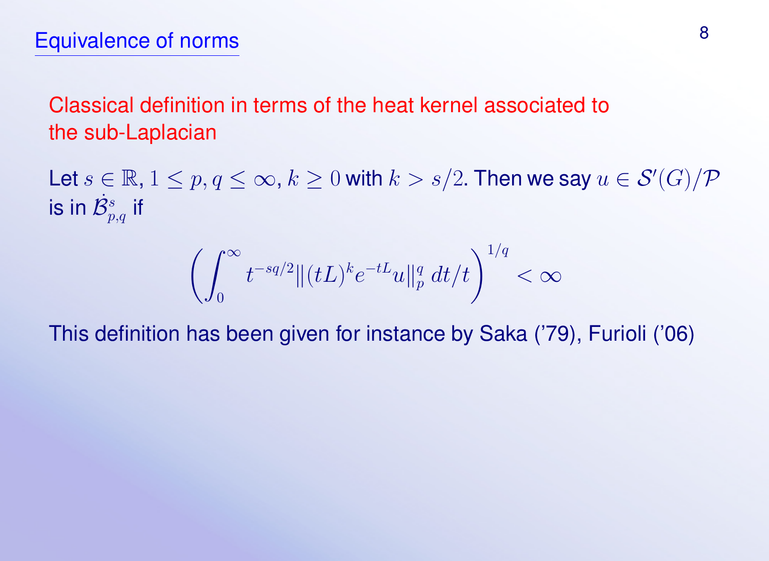# Equivalence of norms

Classical definition in terms of the heat kernel associated to the sub-Laplacian

Let $s \in \mathbb{R}$, $1 \leq p, q \leq \infty$, $k \geq 0$ with $k > s/2$. Then we say $u \in \mathcal{S}'(G)/\mathcal{P}$ is in $\dot{\mathcal{B}}^s_{p,q}$ if

$$\left( \int_0^\infty t^{-sq/2} \|(tL)^k e^{-tL} u\|_p^q \, dt/t \right)^{1/q} < \infty$$

This definition has been given for instance by Saka ('79), Furioli ('06)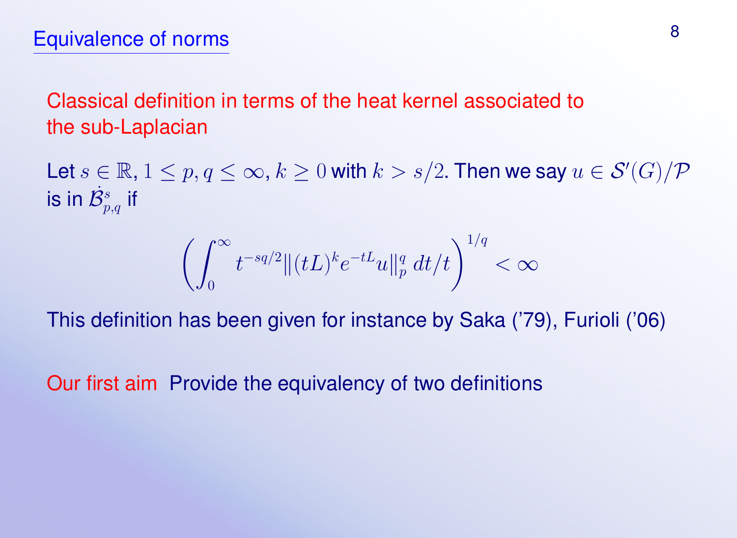## Equivalence of norms

Classical definition in terms of the heat kernel associated to the sub-Laplacian

Let $s \in \mathbb{R}$, $1 \leq p, q \leq \infty$, $k \geq 0$ with $k > s/2$. Then we say $u \in \mathcal{S}'(G)/\mathcal{P}$ is in $\dot{\mathcal{B}}^s_{p,q}$ if

$$\left( \int_0^\infty t^{-sq/2} \| (tL)^k e^{-tL} u \|_p^q \, dt/t \right)^{1/q} < \infty$$

This definition has been given for instance by Saka ('79), Furioli ('06)

Our first aim Provide the equivalency of two definitions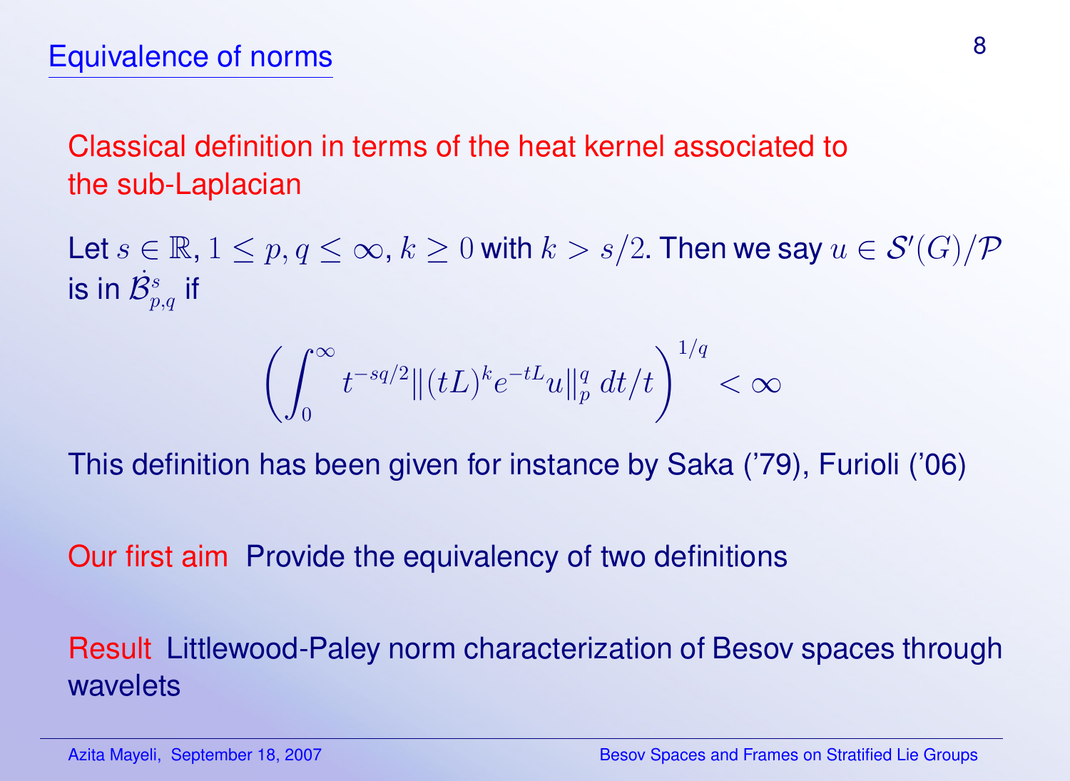## Equivalence of norms

Classical definition in terms of the heat kernel associated to the sub-Laplacian

Let $s \in \mathbb{R}$, $1 \leq p, q \leq \infty$, $k \geq 0$ with $k > s/2$. Then we say $u \in \mathcal{S}'(G)/\mathcal{P}$ is in $\dot{\mathcal{B}}^s_{p,q}$ if

$$\left( \int_0^\infty t^{-sq/2} \|(tL)^k e^{-tL} u\|_p^q \, dt/t \right)^{1/q} < \infty$$

This definition has been given for instance by Saka ('79), Furioli ('06)

Our first aim Provide the equivalency of two definitions

Result Littlewood-Paley norm characterization of Besov spaces through wavelets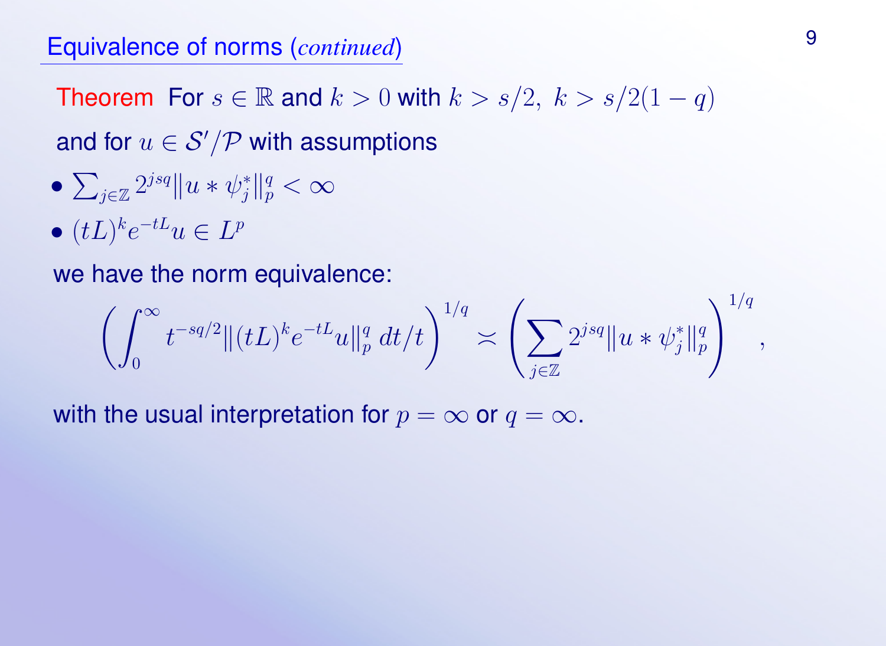## Equivalence of norms (*continued*)

**Theorem** For $s \in \mathbb{R}$ and $k > 0$ with $k > s/2, \ k > s/2(1-q)$ and for $u \in \mathcal{S}'/\mathcal{P}$ with assumptions

- $\sum_{j\in\mathbb{Z}} 2^{jsq} \|u * \psi_j^*\|_p^q < \infty$
- $(tL)^k e^{-tL} u \in L^p$

we have the norm equivalence:

$$\left(\int_0^\infty t^{-sq/2} \|(tL)^k e^{-tL} u\|_p^q \, dt/t\right)^{1/q} \asymp \left(\sum_{j\in\mathbb{Z}} 2^{jsq} \|u * \psi_j^*\|_p^q\right)^{1/q},$$

with the usual interpretation for $p = \infty$ or $q = \infty$.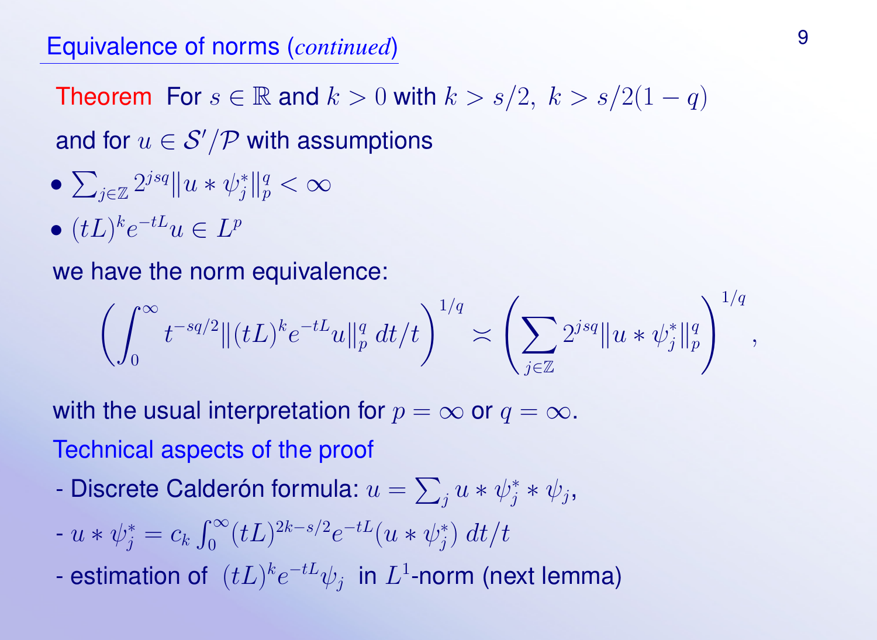## Equivalence of norms (*continued*)

**Theorem** For $s \in \mathbb{R}$ and $k > 0$ with $k > s/2,\ k > s/2(1-q)$ and for $u \in \mathcal{S}'/\mathcal{P}$ with assumptions

- $\sum_{j\in\mathbb{Z}} 2^{jsq} \|u * \psi_j^*\|_p^q < \infty$
- $(tL)^k e^{-tL} u \in L^p$

we have the norm equivalence:

$$\left(\int_0^\infty t^{-sq/2} \|(tL)^k e^{-tL} u\|_p^q \, dt/t\right)^{1/q} \asymp \left(\sum_{j\in\mathbb{Z}} 2^{jsq} \|u * \psi_j^*\|_p^q\right)^{1/q},$$

with the usual interpretation for $p = \infty$ or $q = \infty$.

### Technical aspects of the proof

- Discrete Calderón formula: $u = \sum_j u * \psi_j^* * \psi_j$,
- $u * \psi_j^* = c_k \int_0^\infty (tL)^{2k-s/2} e^{-tL} (u * \psi_j^*) \, dt/t$
- estimation of $(tL)^k e^{-tL} \psi_j$ in $L^1$-norm (next lemma)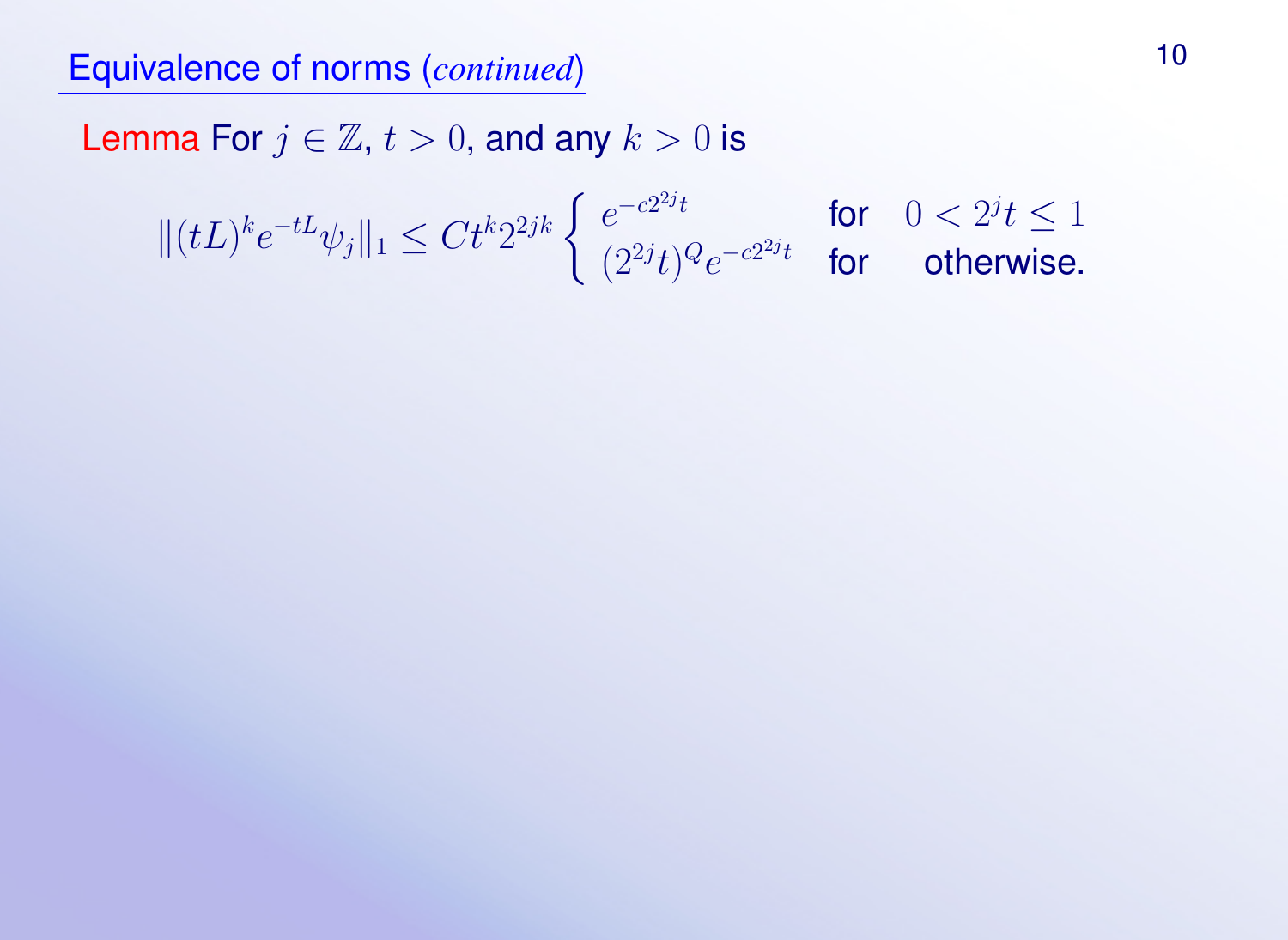## Equivalence of norms (*continued*)

**Lemma** For $j \in \mathbb{Z}$, $t > 0$, and any $k > 0$ is

$$\|(tL)^k e^{-tL} \psi_j\|_1 \le C t^k 2^{2jk} \begin{cases} e^{-c 2^{2j} t} & \text{for} \quad 0 < 2^j t \le 1 \\ (2^{2j} t)^Q e^{-c 2^{2j} t} & \text{for} \quad \text{otherwise.} \end{cases}$$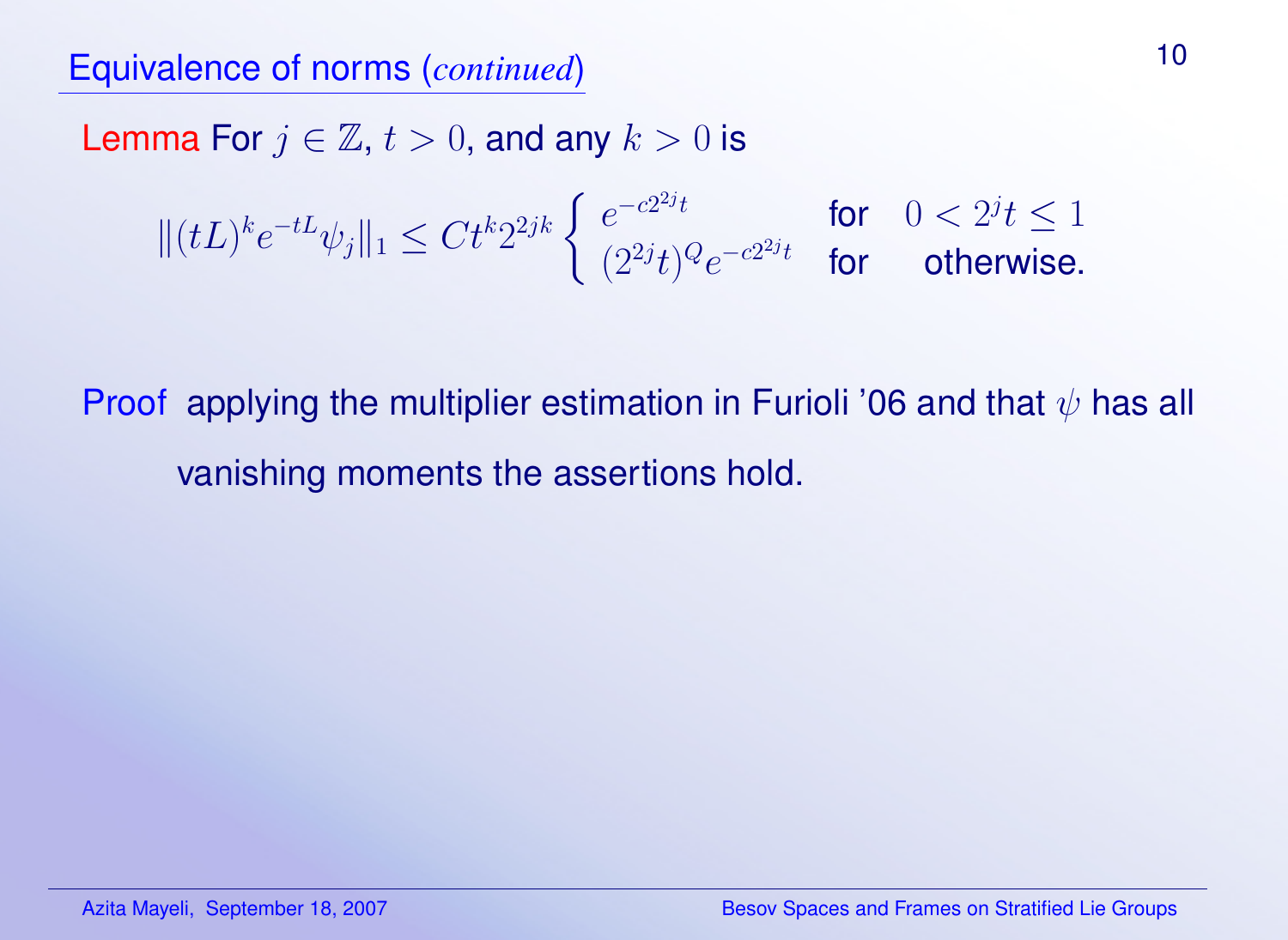## Equivalence of norms (*continued*)

**Lemma** For $j \in \mathbb{Z}$, $t > 0$, and any $k > 0$ is

$$\|(tL)^k e^{-tL} \psi_j\|_1 \leq C t^k 2^{2jk} \begin{cases} e^{-c 2^{2j} t} & \text{for} \quad 0 < 2^j t \leq 1 \\ (2^{2j} t)^Q e^{-c 2^{2j} t} & \text{for} \quad \text{otherwise.} \end{cases}$$

**Proof** applying the multiplier estimation in Furioli '06 and that $\psi$ has all vanishing moments the assertions hold.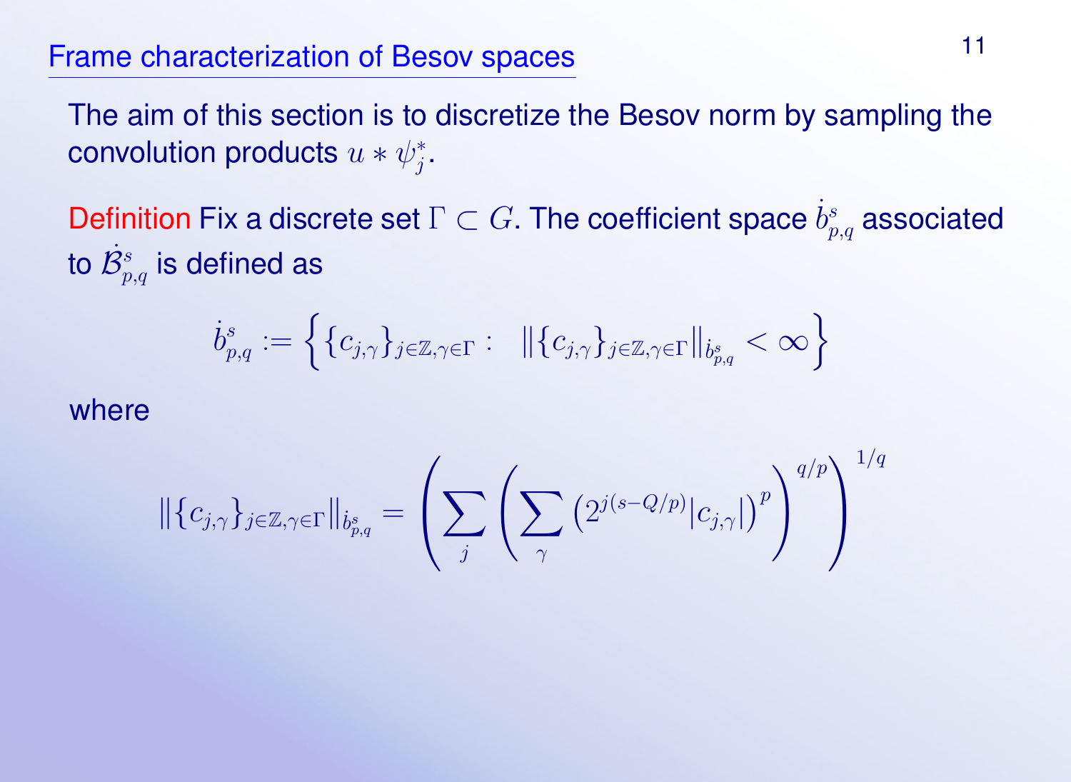## Frame characterization of Besov spaces

The aim of this section is to discretize the Besov norm by sampling the convolution products $u * \psi_j^*$.

Definition Fix a discrete set $\Gamma \subset G$. The coefficient space $\dot{b}^s_{p,q}$ associated to $\dot{\mathcal{B}}^s_{p,q}$ is defined as

$$\dot{b}^s_{p,q} := \left\{ \{c_{j,\gamma}\}_{j\in\mathbb{Z},\gamma\in\Gamma} : \ \ \|\{c_{j,\gamma}\}_{j\in\mathbb{Z},\gamma\in\Gamma}\|_{\dot{b}^s_{p,q}} < \infty \right\}$$

where

$$\|\{c_{j,\gamma}\}_{j\in\mathbb{Z},\gamma\in\Gamma}\|_{\dot{b}^s_{p,q}} = \left( \sum_j \left( \sum_\gamma \left(2^{j(s-Q/p)}|c_{j,\gamma}|\right)^p \right)^{q/p} \right)^{1/q}$$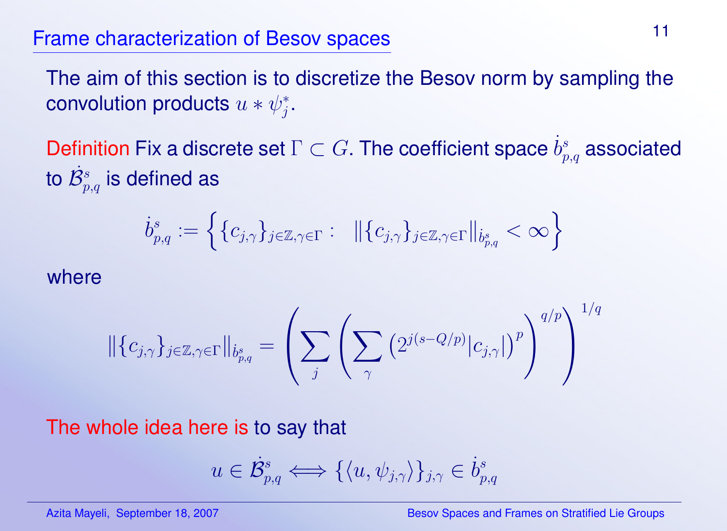## Frame characterization of Besov spaces

The aim of this section is to discretize the Besov norm by sampling the convolution products $u * \psi_j^*$.

Definition Fix a discrete set $\Gamma \subset G$. The coefficient space $\dot{b}^s_{p,q}$ associated to $\dot{\mathcal{B}}^s_{p,q}$ is defined as

$$\dot{b}^s_{p,q} := \left\{ \{c_{j,\gamma}\}_{j\in\mathbb{Z},\gamma\in\Gamma} : \ \ \|\{c_{j,\gamma}\}_{j\in\mathbb{Z},\gamma\in\Gamma}\|_{\dot{b}^s_{p,q}} < \infty \right\}$$

where

$$\|\{c_{j,\gamma}\}_{j\in\mathbb{Z},\gamma\in\Gamma}\|_{\dot{b}^s_{p,q}} = \left( \sum_j \left( \sum_\gamma \left(2^{j(s-Q/p)}|c_{j,\gamma}|\right)^p \right)^{q/p} \right)^{1/q}$$

The whole idea here is to say that

$$u \in \dot{\mathcal{B}}^s_{p,q} \Longleftrightarrow \{\langle u, \psi_{j,\gamma}\rangle\}_{j,\gamma} \in \dot{b}^s_{p,q}$$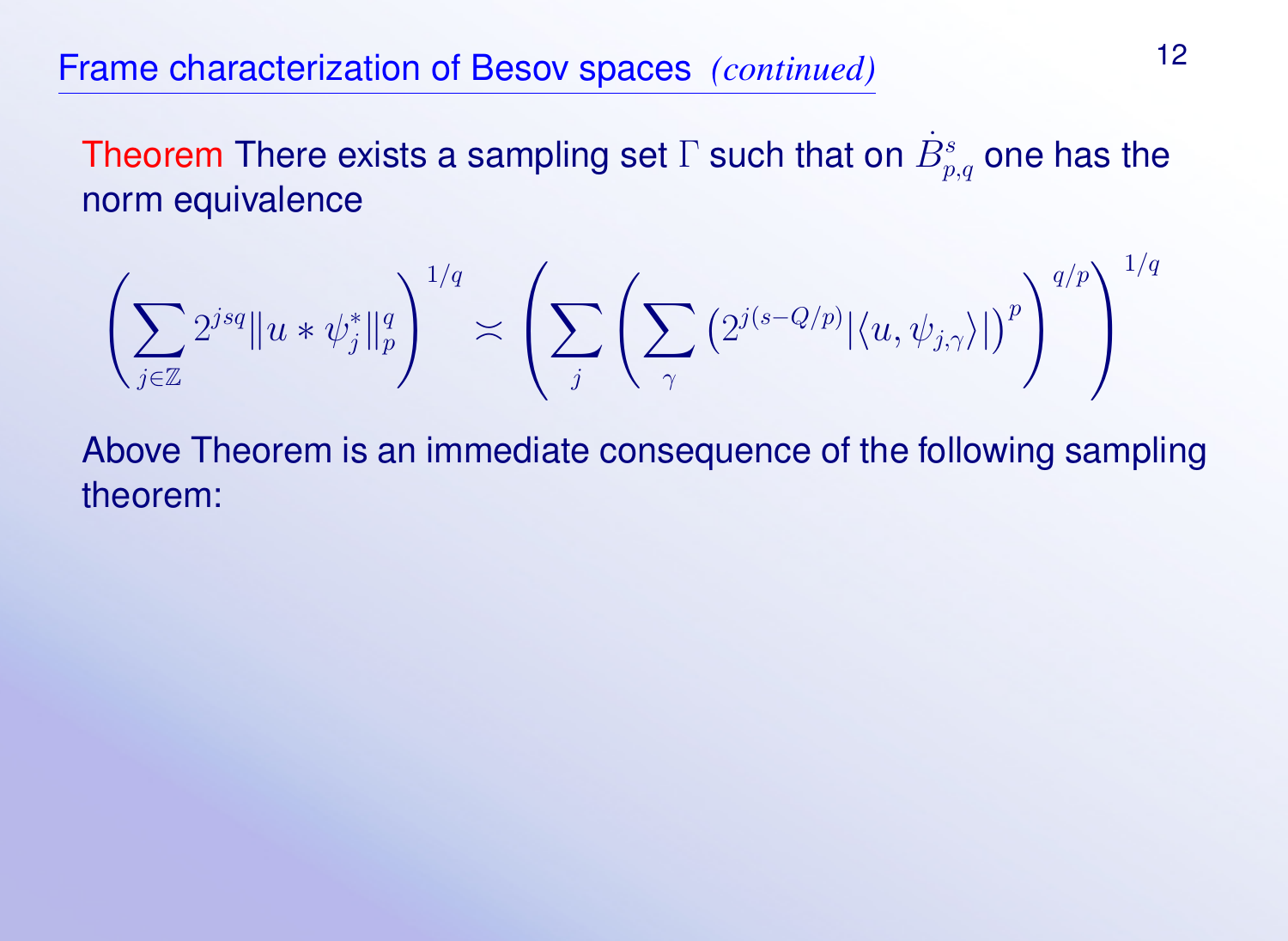## Frame characterization of Besov spaces *(continued)*

Theorem There exists a sampling set $\Gamma$ such that on $\dot{B}^s_{p,q}$ one has the norm equivalence

$$\left(\sum_{j\in\mathbb{Z}} 2^{jsq}\|u*\psi_j^*\|_p^q\right)^{1/q} \asymp \left(\sum_j \left(\sum_\gamma \left(2^{j(s-Q/p)}|\langle u,\psi_{j,\gamma}\rangle|\right)^p\right)^{q/p}\right)^{1/q}$$

Above Theorem is an immediate consequence of the following sampling theorem: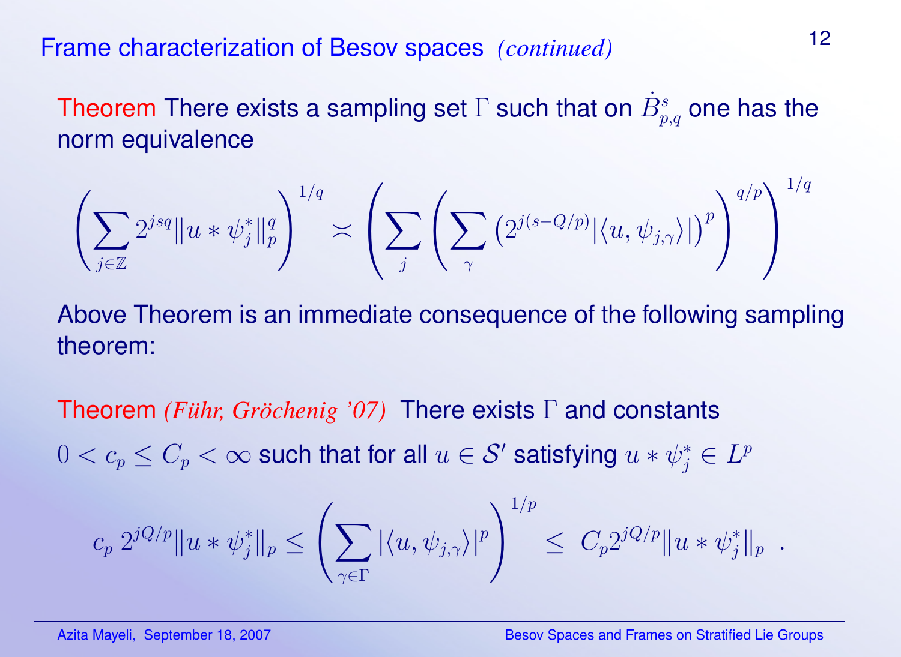## Frame characterization of Besov spaces *(continued)*

**Theorem** There exists a sampling set $\Gamma$ such that on $\dot{B}^s_{p,q}$ one has the norm equivalence

$$\left( \sum_{j \in \mathbb{Z}} 2^{jsq} \|u * \psi_j^*\|_p^q \right)^{1/q} \asymp \left( \sum_j \left( \sum_\gamma \left( 2^{j(s-Q/p)} |\langle u, \psi_{j,\gamma} \rangle| \right)^p \right)^{q/p} \right)^{1/q}$$

Above Theorem is an immediate consequence of the following sampling theorem:

**Theorem** *(Führ, Gröchenig '07)* There exists $\Gamma$ and constants $0 < c_p \leq C_p < \infty$ such that for all $u \in \mathcal{S}'$ satisfying $u * \psi_j^* \in L^p$

$$c_p \, 2^{jQ/p} \|u * \psi_j^*\|_p \leq \left( \sum_{\gamma \in \Gamma} |\langle u, \psi_{j,\gamma} \rangle|^p \right)^{1/p} \leq C_p 2^{jQ/p} \|u * \psi_j^*\|_p \ .$$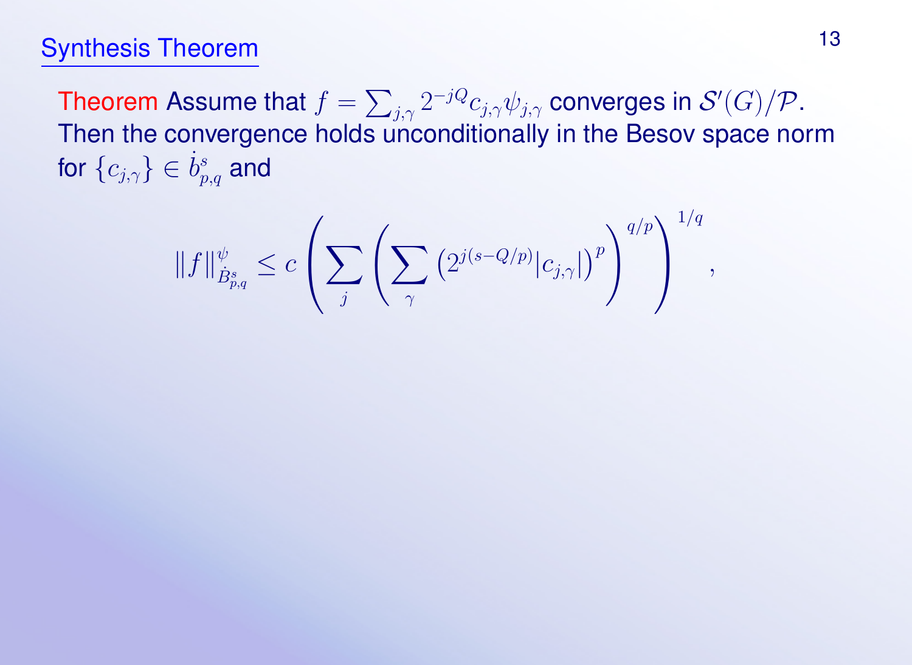## Synthesis Theorem

Theorem Assume that $f = \sum_{j,\gamma} 2^{-jQ} c_{j,\gamma} \psi_{j,\gamma}$ converges in $\mathcal{S}'(G)/\mathcal{P}$. Then the convergence holds unconditionally in the Besov space norm for $\{c_{j,\gamma}\} \in \dot{b}^s_{p,q}$ and

$$\|f\|^{\psi}_{\dot{B}^s_{p,q}} \leq c \left( \sum_j \left( \sum_\gamma \left( 2^{j(s-Q/p)} |c_{j,\gamma}| \right)^p \right)^{q/p} \right)^{1/q},$$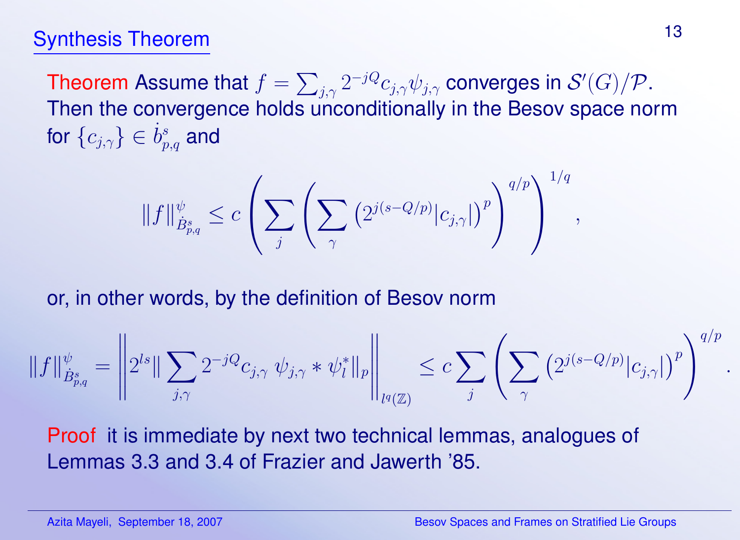## Synthesis Theorem

**Theorem** Assume that $f = \sum_{j,\gamma} 2^{-jQ} c_{j,\gamma} \psi_{j,\gamma}$ converges in $\mathcal{S}'(G)/\mathcal{P}$. Then the convergence holds unconditionally in the Besov space norm for $\{c_{j,\gamma}\} \in \dot{b}^s_{p,q}$ and

$$\|f\|^{\psi}_{\dot{B}^s_{p,q}} \leq c \left( \sum_j \left( \sum_\gamma \left(2^{j(s-Q/p)} |c_{j,\gamma}|\right)^p \right)^{q/p} \right)^{1/q},$$

or, in other words, by the definition of Besov norm

$$\|f\|^{\psi}_{\dot{B}^s_{p,q}} = \left\| 2^{ls} \| \sum_{j,\gamma} 2^{-jQ} c_{j,\gamma} \; \psi_{j,\gamma} * \psi^*_l \|_p \right\|_{l^q(\mathbb{Z})} \leq c \sum_j \left( \sum_\gamma \left(2^{j(s-Q/p)} |c_{j,\gamma}|\right)^p \right)^{q/p}.$$

**Proof** it is immediate by next two technical lemmas, analogues of Lemmas 3.3 and 3.4 of Frazier and Jawerth '85.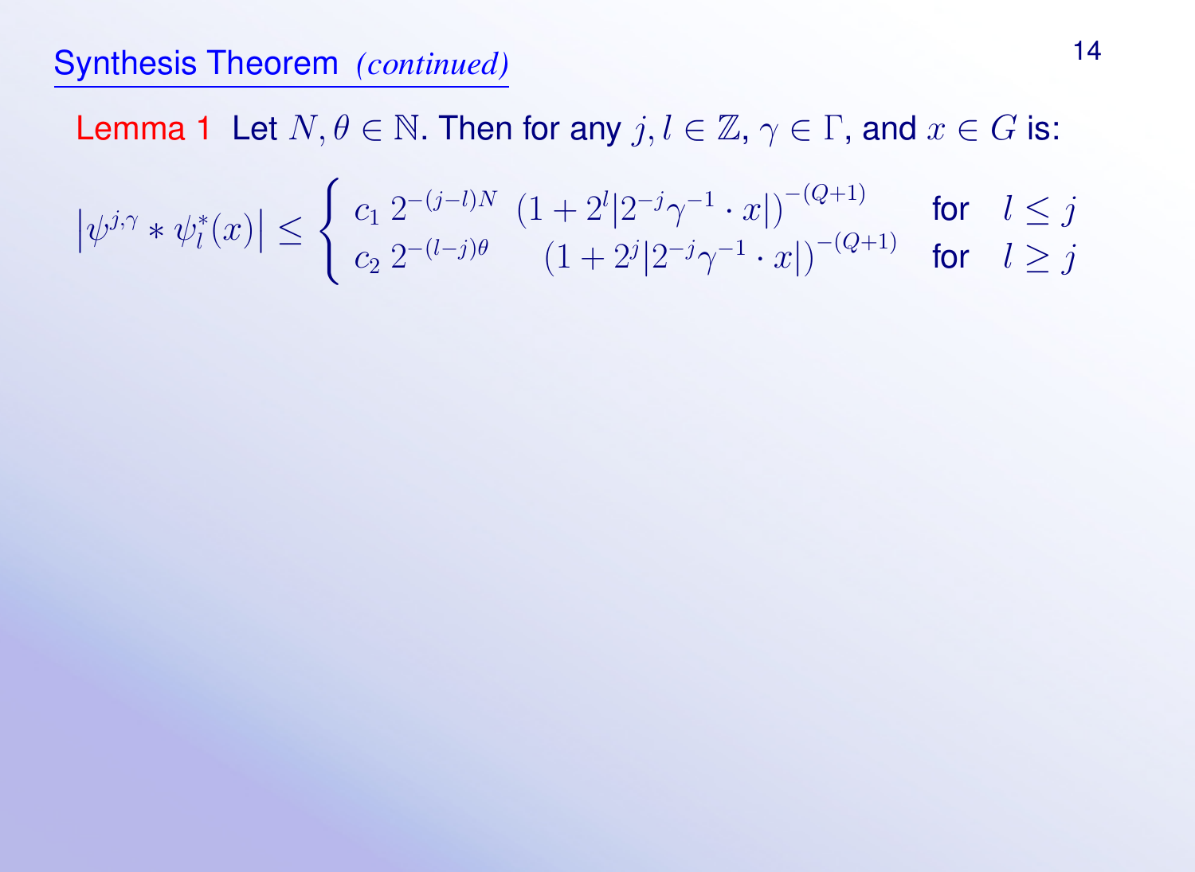## Synthesis Theorem *(continued)*

**Lemma 1** Let $N, \theta \in \mathbb{N}$. Then for any $j, l \in \mathbb{Z}$, $\gamma \in \Gamma$, and $x \in G$ is:

$$\left|\psi^{j,\gamma} * \psi_l^*(x)\right| \leq \begin{cases} c_1 \, 2^{-(j-l)N} \; \left(1 + 2^l |2^{-j}\gamma^{-1} \cdot x|\right)^{-(Q+1)} & \text{for} \quad l \leq j \\ c_2 \, 2^{-(l-j)\theta} \quad \left(1 + 2^j |2^{-j}\gamma^{-1} \cdot x|\right)^{-(Q+1)} & \text{for} \quad l \geq j \end{cases}$$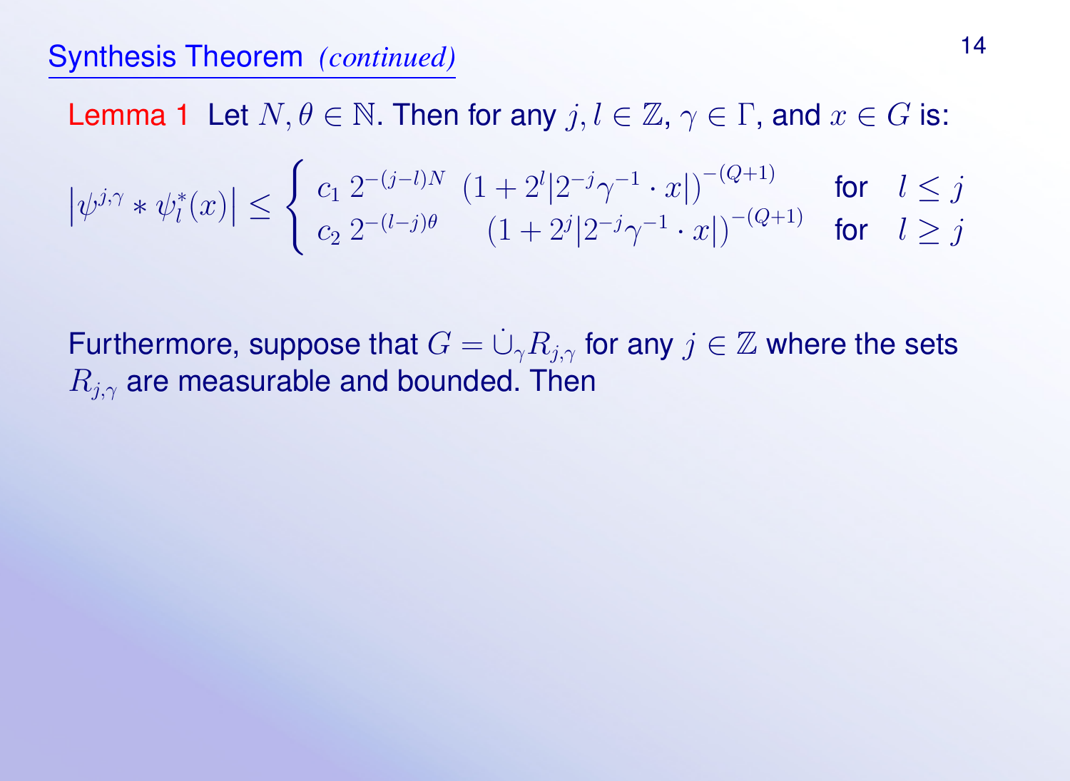## Synthesis Theorem *(continued)*

**Lemma 1** Let $N, \theta \in \mathbb{N}$. Then for any $j, l \in \mathbb{Z}$, $\gamma \in \Gamma$, and $x \in G$ is:

$$\left|\psi^{j,\gamma} * \psi_l^*(x)\right| \leq \begin{cases} c_1\, 2^{-(j-l)N} \; \left(1 + 2^l |2^{-j}\gamma^{-1} \cdot x|\right)^{-(Q+1)} & \text{for} \quad l \leq j \\ c_2\, 2^{-(l-j)\theta} \quad \left(1 + 2^j |2^{-j}\gamma^{-1} \cdot x|\right)^{-(Q+1)} & \text{for} \quad l \geq j \end{cases}$$

Furthermore, suppose that $G = \dot{\cup}_\gamma R_{j,\gamma}$ for any $j \in \mathbb{Z}$ where the sets $R_{j,\gamma}$ are measurable and bounded. Then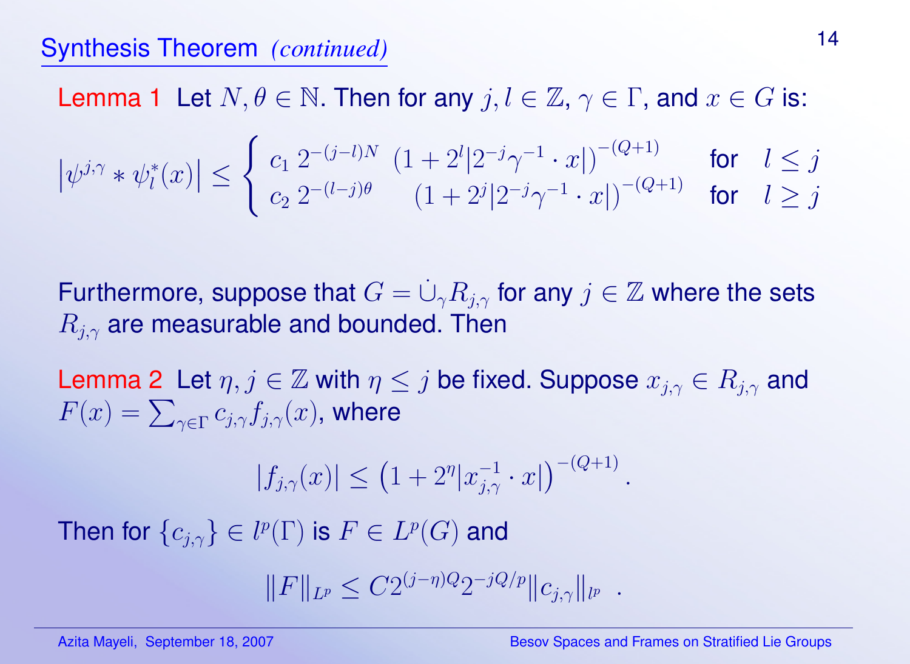## Synthesis Theorem *(continued)*

**Lemma 1** Let $N, \theta \in \mathbb{N}$. Then for any $j, l \in \mathbb{Z}$, $\gamma \in \Gamma$, and $x \in G$ is:

$$
\left|\psi^{j,\gamma} * \psi_l^*(x)\right| \leq \begin{cases} c_1\, 2^{-(j-l)N}\ \left(1 + 2^l |2^{-j}\gamma^{-1} \cdot x|\right)^{-(Q+1)} & \text{for} \quad l \leq j \\ c_2\, 2^{-(l-j)\theta}\ \ \left(1 + 2^j |2^{-j}\gamma^{-1} \cdot x|\right)^{-(Q+1)} & \text{for} \quad l \geq j \end{cases}
$$

Furthermore, suppose that $G = \dot{\cup}_\gamma R_{j,\gamma}$ for any $j \in \mathbb{Z}$ where the sets $R_{j,\gamma}$ are measurable and bounded. Then

**Lemma 2** Let $\eta, j \in \mathbb{Z}$ with $\eta \leq j$ be fixed. Suppose $x_{j,\gamma} \in R_{j,\gamma}$ and $F(x) = \sum_{\gamma \in \Gamma} c_{j,\gamma} f_{j,\gamma}(x)$, where

$$
|f_{j,\gamma}(x)| \leq \left(1 + 2^\eta |x_{j,\gamma}^{-1} \cdot x|\right)^{-(Q+1)}.
$$

Then for $\{c_{j,\gamma}\} \in l^p(\Gamma)$ is $F \in L^p(G)$ and

$$
\|F\|_{L^p} \leq C 2^{(j-\eta)Q} 2^{-jQ/p} \|c_{j,\gamma}\|_{l^p} \ .
$$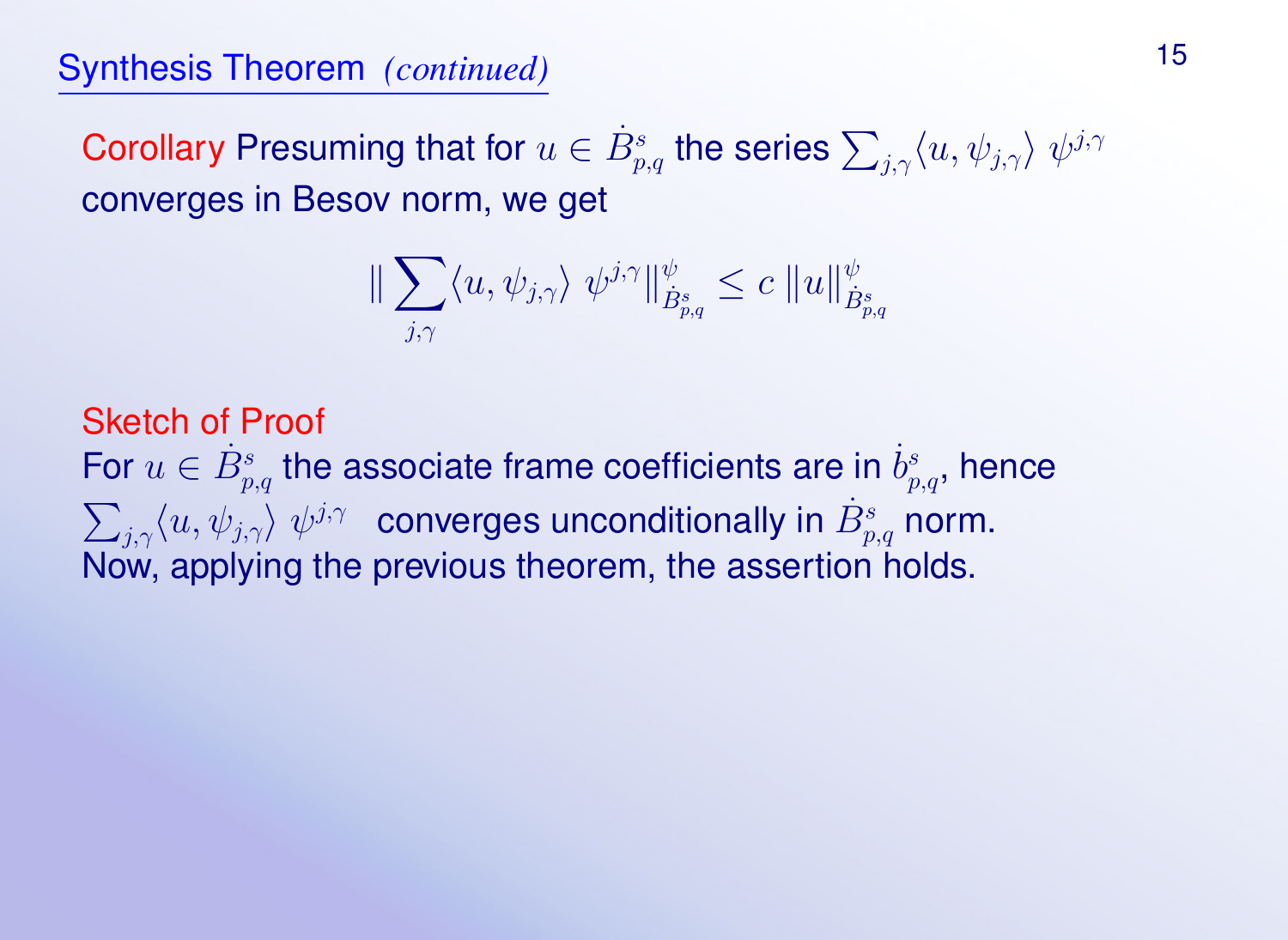## Synthesis Theorem *(continued)*

**Corollary** Presuming that for $u \in \dot{B}^s_{p,q}$ the series $\sum_{j,\gamma} \langle u, \psi_{j,\gamma} \rangle \; \psi^{j,\gamma}$ converges in Besov norm, we get

$$\| \sum_{j,\gamma} \langle u, \psi_{j,\gamma} \rangle \; \psi^{j,\gamma} \|^{\psi}_{\dot{B}^s_{p,q}} \leq c \, \|u\|^{\psi}_{\dot{B}^s_{p,q}}$$

**Sketch of Proof**

For $u \in \dot{B}^s_{p,q}$ the associate frame coefficients are in $\dot{b}^s_{p,q}$, hence $\sum_{j,\gamma} \langle u, \psi_{j,\gamma} \rangle \; \psi^{j,\gamma}$ converges unconditionally in $\dot{B}^s_{p,q}$ norm. Now, applying the previous theorem, the assertion holds.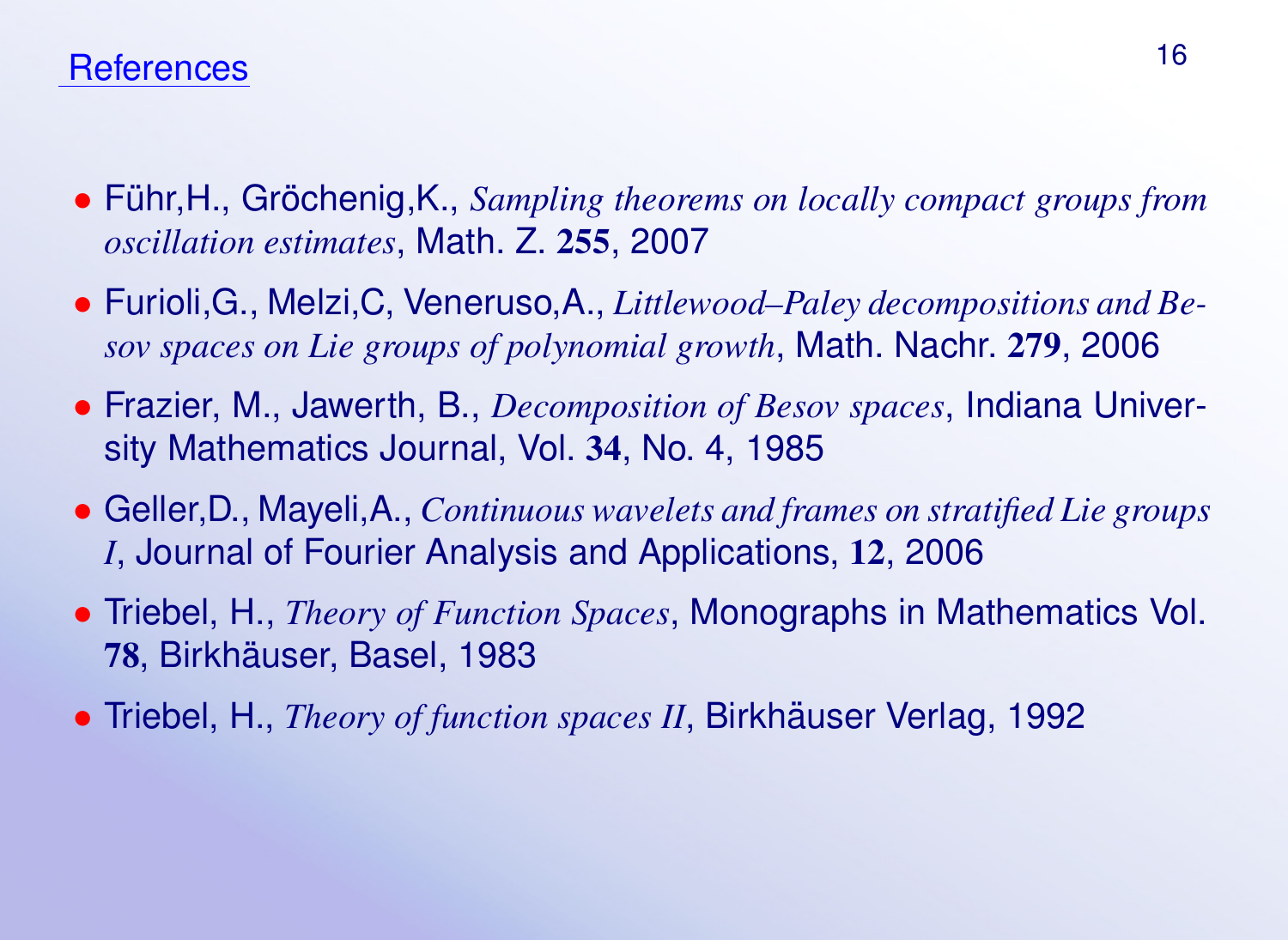## References

- Führ,H., Gröchenig,K., *Sampling theorems on locally compact groups from oscillation estimates*, Math. Z. **255**, 2007
- Furioli,G., Melzi,C, Veneruso,A., *Littlewood–Paley decompositions and Besov spaces on Lie groups of polynomial growth*, Math. Nachr. **279**, 2006
- Frazier, M., Jawerth, B., *Decomposition of Besov spaces*, Indiana University Mathematics Journal, Vol. **34**, No. 4, 1985
- Geller,D., Mayeli,A., *Continuous wavelets and frames on stratified Lie groups I*, Journal of Fourier Analysis and Applications, **12**, 2006
- Triebel, H., *Theory of Function Spaces*, Monographs in Mathematics Vol. **78**, Birkhäuser, Basel, 1983
- Triebel, H., *Theory of function spaces II*, Birkhäuser Verlag, 1992